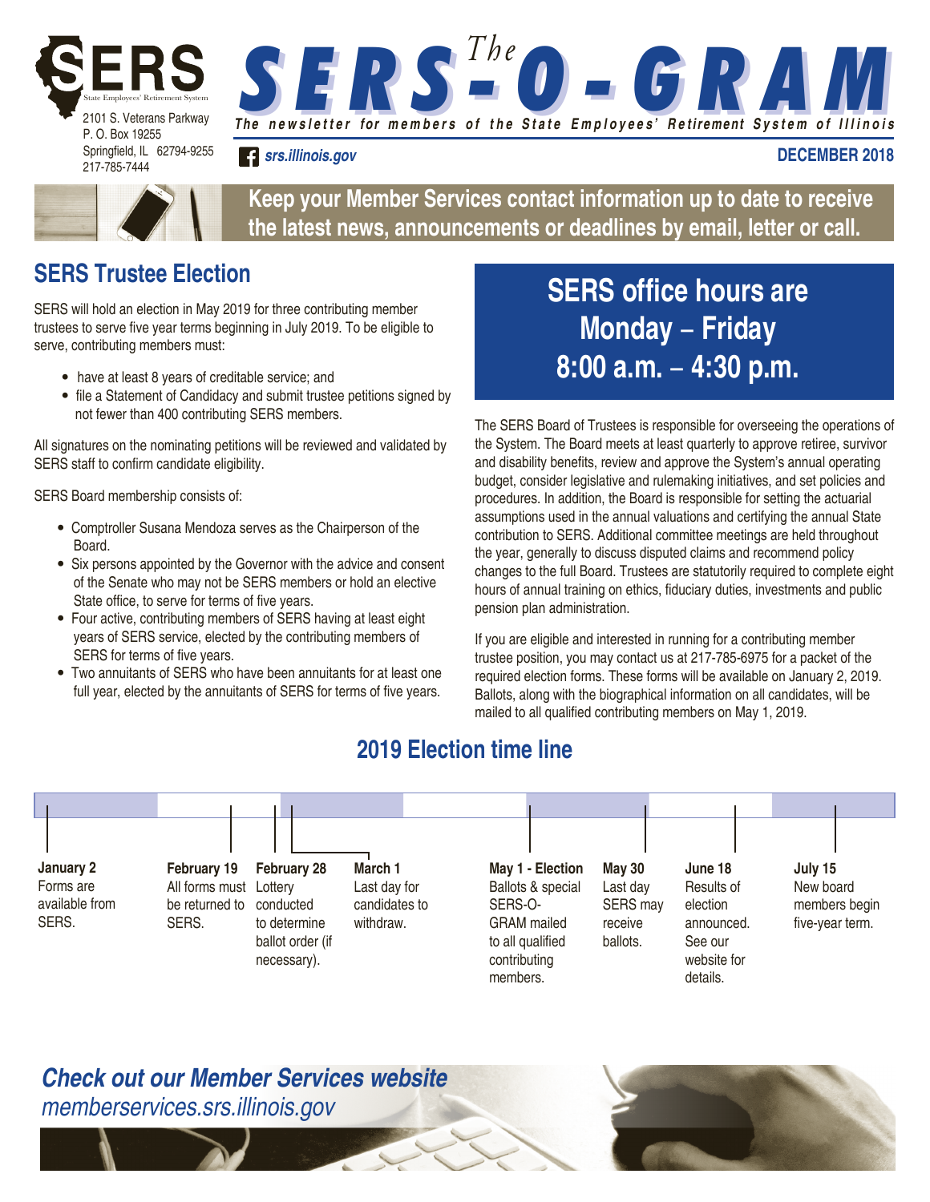SERS
State Employees' Retirement System

2101 S. Veterans Parkway
P. O. Box 19255
Springfield, IL 62794-9255
217-785-7444

# *The* SERS-O-GRAM

*The newsletter for members of the State Employees' Retirement System of Illinois*

*srs.illinois.gov*

**DECEMBER 2018**

**Keep your Member Services contact information up to date to receive the latest news, announcements or deadlines by email, letter or call.**

## SERS Trustee Election

SERS will hold an election in May 2019 for three contributing member trustees to serve five year terms beginning in July 2019. To be eligible to serve, contributing members must:

- have at least 8 years of creditable service; and
- file a Statement of Candidacy and submit trustee petitions signed by not fewer than 400 contributing SERS members.

All signatures on the nominating petitions will be reviewed and validated by SERS staff to confirm candidate eligibility.

SERS Board membership consists of:

- Comptroller Susana Mendoza serves as the Chairperson of the Board.
- Six persons appointed by the Governor with the advice and consent of the Senate who may not be SERS members or hold an elective State office, to serve for terms of five years.
- Four active, contributing members of SERS having at least eight years of SERS service, elected by the contributing members of SERS for terms of five years.
- Two annuitants of SERS who have been annuitants for at least one full year, elected by the annuitants of SERS for terms of five years.

**SERS office hours are Monday – Friday 8:00 a.m. – 4:30 p.m.**

The SERS Board of Trustees is responsible for overseeing the operations of the System. The Board meets at least quarterly to approve retiree, survivor and disability benefits, review and approve the System's annual operating budget, consider legislative and rulemaking initiatives, and set policies and procedures. In addition, the Board is responsible for setting the actuarial assumptions used in the annual valuations and certifying the annual State contribution to SERS. Additional committee meetings are held throughout the year, generally to discuss disputed claims and recommend policy changes to the full Board. Trustees are statutorily required to complete eight hours of annual training on ethics, fiduciary duties, investments and public pension plan administration.

If you are eligible and interested in running for a contributing member trustee position, you may contact us at 217-785-6975 for a packet of the required election forms. These forms will be available on January 2, 2019. Ballots, along with the biographical information on all candidates, will be mailed to all qualified contributing members on May 1, 2019.

## 2019 Election time line

- **January 2** – Forms are available from SERS.
- **February 19** – All forms must be returned to SERS.
- **February 28** – Lottery conducted to determine ballot order (if necessary).
- **March 1** – Last day for candidates to withdraw.
- **May 1 - Election** – Ballots & special SERS-O-GRAM mailed to all qualified contributing members.
- **May 30** – Last day SERS may receive ballots.
- **June 18** – Results of election announced. See our website for details.
- **July 15** – New board members begin five-year term.

***Check out our Member Services website***
*memberservices.srs.illinois.gov*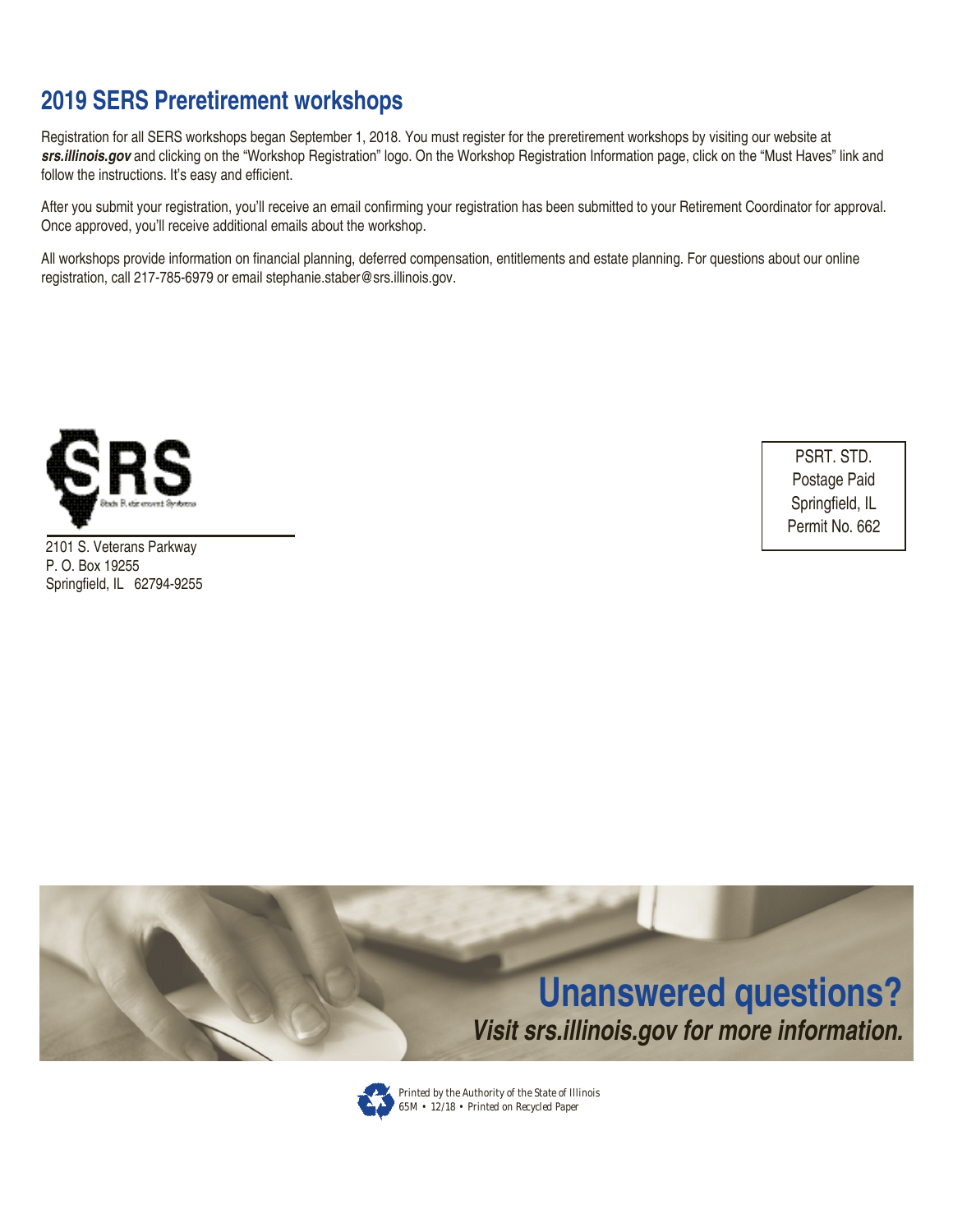## 2019 SERS Preretirement workshops

Registration for all SERS workshops began September 1, 2018. You must register for the preretirement workshops by visiting our website at ***srs.illinois.gov*** and clicking on the "Workshop Registration" logo. On the Workshop Registration Information page, click on the "Must Haves" link and follow the instructions. It's easy and efficient.

After you submit your registration, you'll receive an email confirming your registration has been submitted to your Retirement Coordinator for approval. Once approved, you'll receive additional emails about the workshop.

All workshops provide information on financial planning, deferred compensation, entitlements and estate planning. For questions about our online registration, call 217-785-6979 or email stephanie.staber@srs.illinois.gov.

SRS
State Retirement Systems

2101 S. Veterans Parkway
P. O. Box 19255
Springfield, IL 62794-9255

PSRT. STD.
Postage Paid
Springfield, IL
Permit No. 662

**Unanswered questions?**

***Visit srs.illinois.gov for more information.***

*Printed by the Authority of the State of Illinois*
*65M • 12/18 • Printed on Recycled Paper*